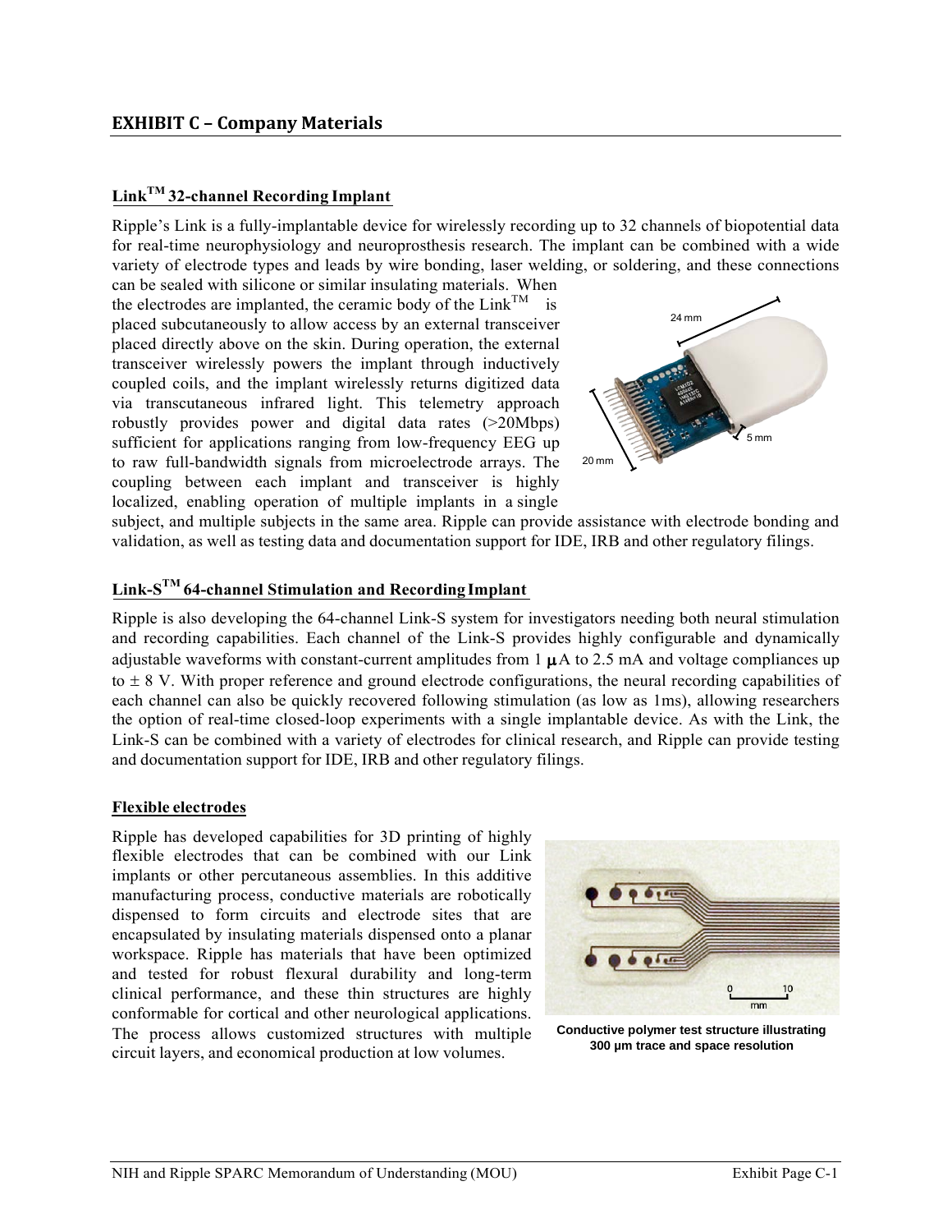## EXHIBIT C – Company Materials

### Link™ 32-channel Recording Implant

Ripple's Link is a fully-implantable device for wirelessly recording up to 32 channels of biopotential data for real-time neurophysiology and neuroprosthesis research. The implant can be combined with a wide variety of electrode types and leads by wire bonding, laser welding, or soldering, and these connections can be sealed with silicone or similar insulating materials. When the electrodes are implanted, the ceramic body of the Link™ is placed subcutaneously to allow access by an external transceiver placed directly above on the skin. During operation, the external transceiver wirelessly powers the implant through inductively coupled coils, and the implant wirelessly returns digitized data via transcutaneous infrared light. This telemetry approach robustly provides power and digital data rates (>20Mbps) sufficient for applications ranging from low-frequency EEG up to raw full-bandwidth signals from microelectrode arrays. The coupling between each implant and transceiver is highly localized, enabling operation of multiple implants in a single subject, and multiple subjects in the same area. Ripple can provide assistance with electrode bonding and validation, as well as testing data and documentation support for IDE, IRB and other regulatory filings.

### Link-S™ 64-channel Stimulation and Recording Implant

Ripple is also developing the 64-channel Link-S system for investigators needing both neural stimulation and recording capabilities. Each channel of the Link-S provides highly configurable and dynamically adjustable waveforms with constant-current amplitudes from 1 μA to 2.5 mA and voltage compliances up to ± 8 V. With proper reference and ground electrode configurations, the neural recording capabilities of each channel can also be quickly recovered following stimulation (as low as 1ms), allowing researchers the option of real-time closed-loop experiments with a single implantable device. As with the Link, the Link-S can be combined with a variety of electrodes for clinical research, and Ripple can provide testing and documentation support for IDE, IRB and other regulatory filings.

### Flexible electrodes

Ripple has developed capabilities for 3D printing of highly flexible electrodes that can be combined with our Link implants or other percutaneous assemblies. In this additive manufacturing process, conductive materials are robotically dispensed to form circuits and electrode sites that are encapsulated by insulating materials dispensed onto a planar workspace. Ripple has materials that have been optimized and tested for robust flexural durability and long-term clinical performance, and these thin structures are highly conformable for cortical and other neurological applications. The process allows customized structures with multiple circuit layers, and economical production at low volumes.

**Conductive polymer test structure illustrating 300 μm trace and space resolution**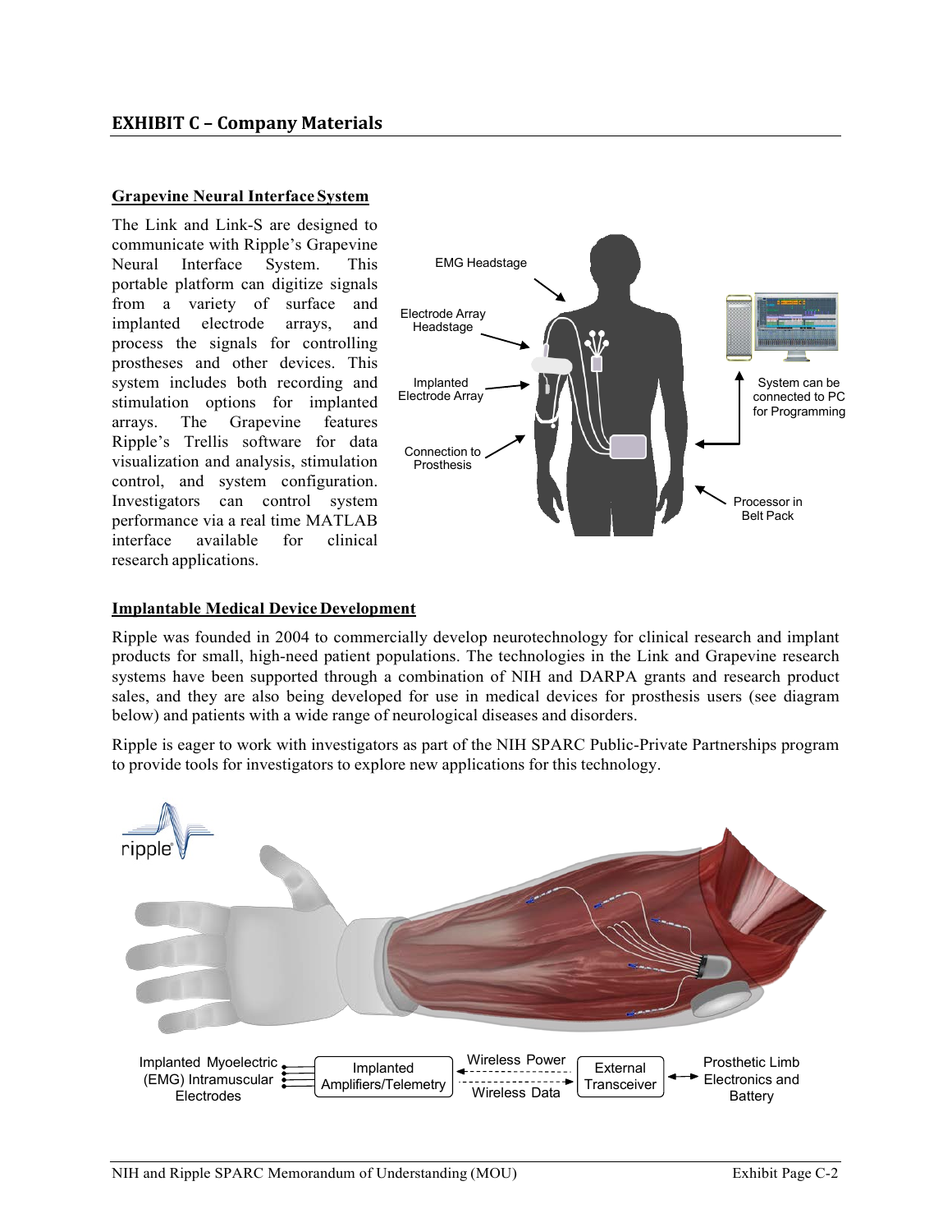## EXHIBIT C – Company Materials

### Grapevine Neural Interface System

The Link and Link-S are designed to communicate with Ripple's Grapevine Neural Interface System. This portable platform can digitize signals from a variety of surface and implanted electrode arrays, and process the signals for controlling prostheses and other devices. This system includes both recording and stimulation options for implanted arrays. The Grapevine features Ripple's Trellis software for data visualization and analysis, stimulation control, and system configuration. Investigators can control system performance via a real time MATLAB interface available for clinical research applications.

EMG Headstage

Electrode Array Headstage

Implanted Electrode Array

Connection to Prosthesis

Processor in Belt Pack

System can be connected to PC for Programming

### Implantable Medical Device Development

Ripple was founded in 2004 to commercially develop neurotechnology for clinical research and implant products for small, high-need patient populations. The technologies in the Link and Grapevine research systems have been supported through a combination of NIH and DARPA grants and research product sales, and they are also being developed for use in medical devices for prosthesis users (see diagram below) and patients with a wide range of neurological diseases and disorders.

Ripple is eager to work with investigators as part of the NIH SPARC Public-Private Partnerships program to provide tools for investigators to explore new applications for this technology.

ripple

Implanted Myoelectric (EMG) Intramuscular Electrodes

Implanted Amplifiers/Telemetry

Wireless Power

Wireless Data

External Transceiver

Prosthetic Limb Electronics and Battery